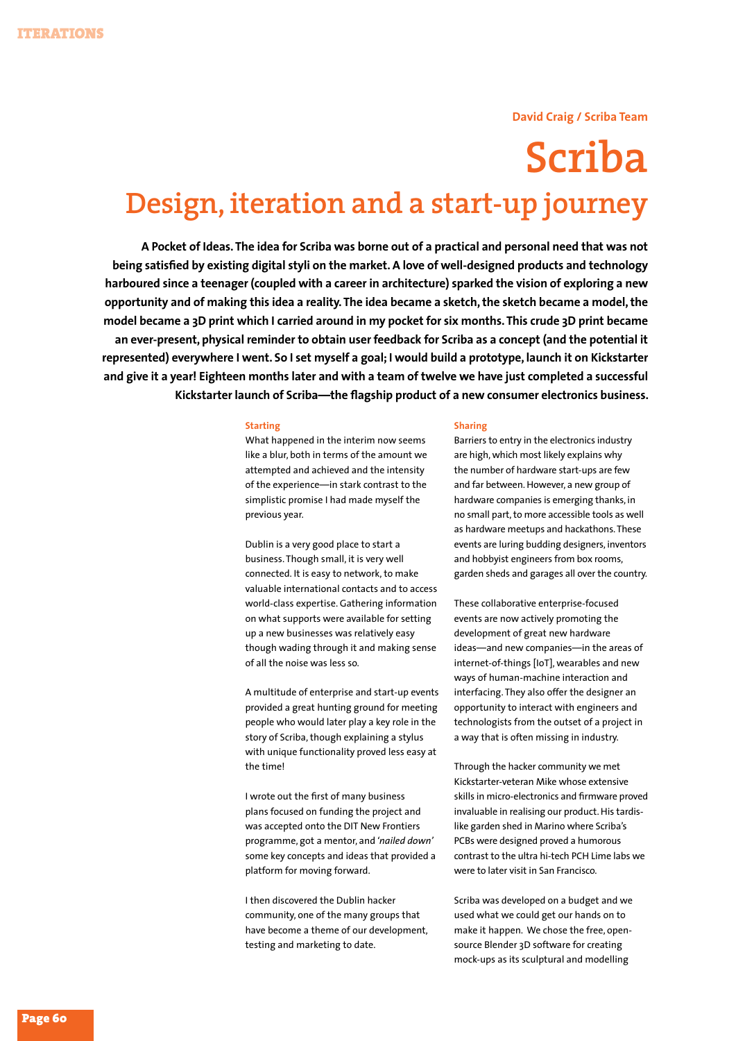David Craig / Scriba Team

# Scriba

## Design, iteration and a start-up journey

**A Pocket of Ideas. The idea for Scriba was borne out of a practical and personal need that was not being satisfied by existing digital styli on the market. A love of well-designed products and technology harboured since a teenager (coupled with a career in architecture) sparked the vision of exploring a new opportunity and of making this idea a reality. The idea became a sketch, the sketch became a model, the model became a 3D print which I carried around in my pocket for six months. This crude 3D print became an ever-present, physical reminder to obtain user feedback for Scriba as a concept (and the potential it represented) everywhere I went. So I set myself a goal; I would build a prototype, launch it on Kickstarter and give it a year! Eighteen months later and with a team of twelve we have just completed a successful Kickstarter launch of Scriba—the flagship product of a new consumer electronics business.**

### Starting

What happened in the interim now seems like a blur, both in terms of the amount we attempted and achieved and the intensity of the experience—in stark contrast to the simplistic promise I had made myself the previous year.

Dublin is a very good place to start a business. Though small, it is very well connected. It is easy to network, to make valuable international contacts and to access world-class expertise. Gathering information on what supports were available for setting up a new businesses was relatively easy though wading through it and making sense of all the noise was less so.

A multitude of enterprise and start-up events provided a great hunting ground for meeting people who would later play a key role in the story of Scriba, though explaining a stylus with unique functionality proved less easy at the time!

I wrote out the first of many business plans focused on funding the project and was accepted onto the DIT New Frontiers programme, got a mentor, and '*nailed down*' some key concepts and ideas that provided a platform for moving forward.

I then discovered the Dublin hacker community, one of the many groups that have become a theme of our development, testing and marketing to date.

### Sharing

Barriers to entry in the electronics industry are high, which most likely explains why the number of hardware start-ups are few and far between. However, a new group of hardware companies is emerging thanks, in no small part, to more accessible tools as well as hardware meetups and hackathons. These events are luring budding designers, inventors and hobbyist engineers from box rooms, garden sheds and garages all over the country.

These collaborative enterprise-focused events are now actively promoting the development of great new hardware ideas—and new companies—in the areas of internet-of-things [IoT], wearables and new ways of human-machine interaction and interfacing. They also offer the designer an opportunity to interact with engineers and technologists from the outset of a project in a way that is often missing in industry.

Through the hacker community we met Kickstarter-veteran Mike whose extensive skills in micro-electronics and firmware proved invaluable in realising our product. His tardis-like garden shed in Marino where Scriba's PCBs were designed proved a humorous contrast to the ultra hi-tech PCH Lime labs we were to later visit in San Francisco.

Scriba was developed on a budget and we used what we could get our hands on to make it happen. We chose the free, open-source Blender 3D software for creating mock-ups as its sculptural and modelling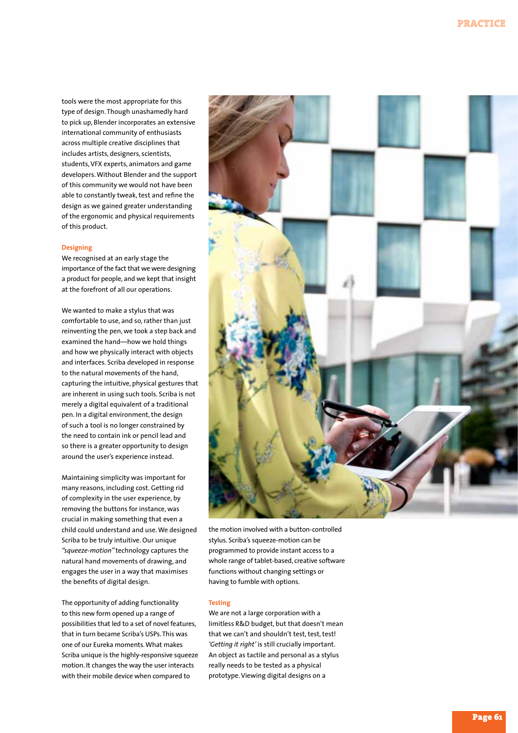tools were the most appropriate for this type of design. Though unashamedly hard to pick up, Blender incorporates an extensive international community of enthusiasts across multiple creative disciplines that includes artists, designers, scientists, students, VFX experts, animators and game developers. Without Blender and the support of this community we would not have been able to constantly tweak, test and refine the design as we gained greater understanding of the ergonomic and physical requirements of this product.

## Designing

We recognised at an early stage the importance of the fact that we were designing a product for people, and we kept that insight at the forefront of all our operations.

We wanted to make a stylus that was comfortable to use, and so, rather than just reinventing the pen, we took a step back and examined the hand—how we hold things and how we physically interact with objects and interfaces. Scriba developed in response to the natural movements of the hand, capturing the intuitive, physical gestures that are inherent in using such tools. Scriba is not merely a digital equivalent of a traditional pen. In a digital environment, the design of such a tool is no longer constrained by the need to contain ink or pencil lead and so there is a greater opportunity to design around the user's experience instead.

Maintaining simplicity was important for many reasons, including cost. Getting rid of complexity in the user experience, by removing the buttons for instance, was crucial in making something that even a child could understand and use. We designed Scriba to be truly intuitive. Our unique *"squeeze-motion"* technology captures the natural hand movements of drawing, and engages the user in a way that maximises the benefits of digital design.

The opportunity of adding functionality to this new form opened up a range of possibilities that led to a set of novel features, that in turn became Scriba's USPs. This was one of our Eureka moments. What makes Scriba unique is the highly-responsive squeeze motion. It changes the way the user interacts with their mobile device when compared to the motion involved with a button-controlled stylus. Scriba's squeeze-motion can be programmed to provide instant access to a whole range of tablet-based, creative software functions without changing settings or having to fumble with options.

## Testing

We are not a large corporation with a limitless R&D budget, but that doesn't mean that we can't and shouldn't test, test, test! *'Getting it right'* is still crucially important. An object as tactile and personal as a stylus really needs to be tested as a physical prototype. Viewing digital designs on a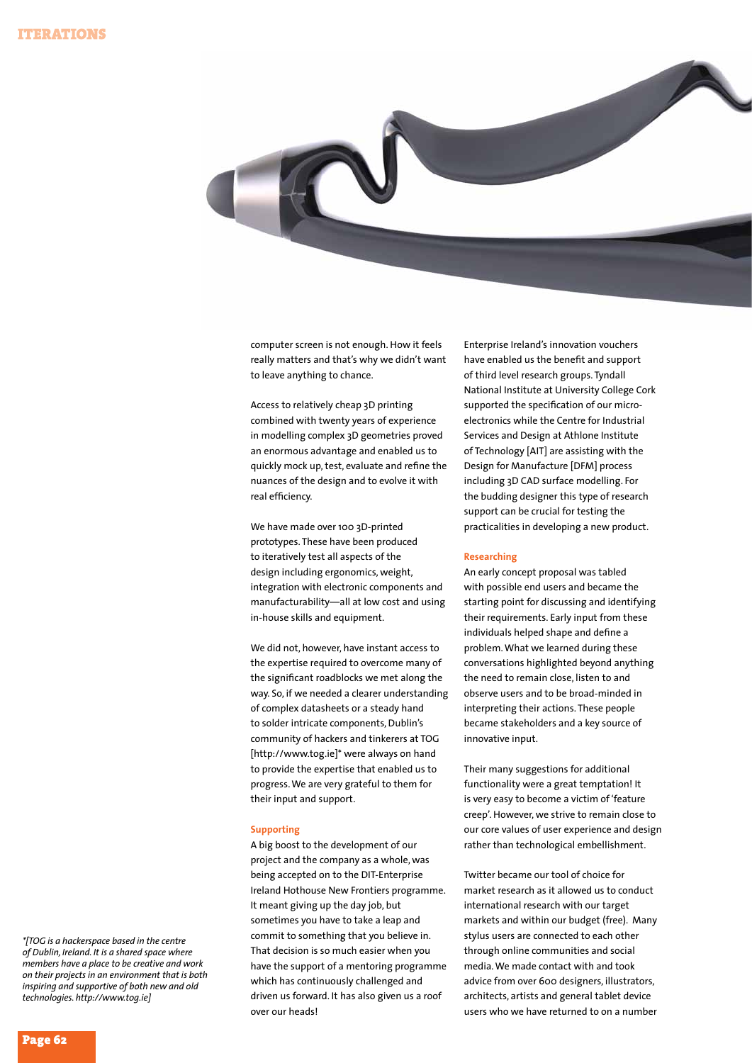computer screen is not enough. How it feels really matters and that's why we didn't want to leave anything to chance.

Access to relatively cheap 3D printing combined with twenty years of experience in modelling complex 3D geometries proved an enormous advantage and enabled us to quickly mock up, test, evaluate and refine the nuances of the design and to evolve it with real efficiency.

We have made over 100 3D-printed prototypes. These have been produced to iteratively test all aspects of the design including ergonomics, weight, integration with electronic components and manufacturability—all at low cost and using in-house skills and equipment.

We did not, however, have instant access to the expertise required to overcome many of the significant roadblocks we met along the way. So, if we needed a clearer understanding of complex datasheets or a steady hand to solder intricate components, Dublin's community of hackers and tinkerers at TOG [http://www.tog.ie]* were always on hand to provide the expertise that enabled us to progress. We are very grateful to them for their input and support.

### Supporting

A big boost to the development of our project and the company as a whole, was being accepted on to the DIT-Enterprise Ireland Hothouse New Frontiers programme. It meant giving up the day job, but sometimes you have to take a leap and commit to something that you believe in. That decision is so much easier when you have the support of a mentoring programme which has continuously challenged and driven us forward. It has also given us a roof over our heads!

Enterprise Ireland's innovation vouchers have enabled us the benefit and support of third level research groups. Tyndall National Institute at University College Cork supported the specification of our micro-electronics while the Centre for Industrial Services and Design at Athlone Institute of Technology [AIT] are assisting with the Design for Manufacture [DFM] process including 3D CAD surface modelling. For the budding designer this type of research support can be crucial for testing the practicalities in developing a new product.

### Researching

An early concept proposal was tabled with possible end users and became the starting point for discussing and identifying their requirements. Early input from these individuals helped shape and define a problem. What we learned during these conversations highlighted beyond anything the need to remain close, listen to and observe users and to be broad-minded in interpreting their actions. These people became stakeholders and a key source of innovative input.

Their many suggestions for additional functionality were a great temptation! It is very easy to become a victim of 'feature creep'. However, we strive to remain close to our core values of user experience and design rather than technological embellishment.

Twitter became our tool of choice for market research as it allowed us to conduct international research with our target markets and within our budget (free). Many stylus users are connected to each other through online communities and social media. We made contact with and took advice from over 600 designers, illustrators, architects, artists and general tablet device users who we have returned to on a number

*\*[TOG is a hackerspace based in the centre of Dublin, Ireland. It is a shared space where members have a place to be creative and work on their projects in an environment that is both inspiring and supportive of both new and old technologies. http://www.tog.ie]*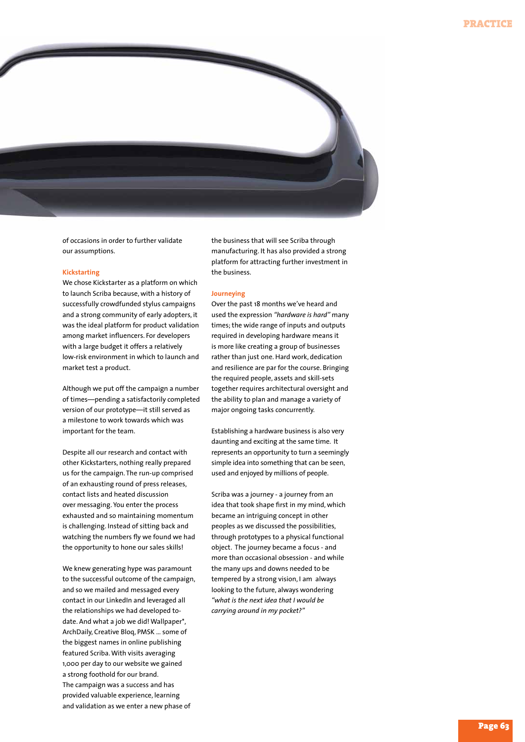of occasions in order to further validate our assumptions.

### Kickstarting

We chose Kickstarter as a platform on which to launch Scriba because, with a history of successfully crowdfunded stylus campaigns and a strong community of early adopters, it was the ideal platform for product validation among market influencers. For developers with a large budget it offers a relatively low-risk environment in which to launch and market test a product.

Although we put off the campaign a number of times—pending a satisfactorily completed version of our prototype—it still served as a milestone to work towards which was important for the team.

Despite all our research and contact with other Kickstarters, nothing really prepared us for the campaign. The run-up comprised of an exhausting round of press releases, contact lists and heated discussion over messaging. You enter the process exhausted and so maintaining momentum is challenging. Instead of sitting back and watching the numbers fly we found we had the opportunity to hone our sales skills!

We knew generating hype was paramount to the successful outcome of the campaign, and so we mailed and messaged every contact in our LinkedIn and leveraged all the relationships we had developed to-date. And what a job we did! Wallpaper*, ArchDaily, Creative Bloq, PMSK ... some of the biggest names in online publishing featured Scriba. With visits averaging 1,000 per day to our website we gained a strong foothold for our brand.
The campaign was a success and has provided valuable experience, learning and validation as we enter a new phase of the business that will see Scriba through manufacturing. It has also provided a strong platform for attracting further investment in the business.

### Journeying

Over the past 18 months we've heard and used the expression *"hardware is hard"* many times; the wide range of inputs and outputs required in developing hardware means it is more like creating a group of businesses rather than just one. Hard work, dedication and resilience are par for the course. Bringing the required people, assets and skill-sets together requires architectural oversight and the ability to plan and manage a variety of major ongoing tasks concurrently.

Establishing a hardware business is also very daunting and exciting at the same time. It represents an opportunity to turn a seemingly simple idea into something that can be seen, used and enjoyed by millions of people.

Scriba was a journey - a journey from an idea that took shape first in my mind, which became an intriguing concept in other peoples as we discussed the possibilities, through prototypes to a physical functional object. The journey became a focus - and more than occasional obsession - and while the many ups and downs needed to be tempered by a strong vision, I am always looking to the future, always wondering *"what is the next idea that I would be carrying around in my pocket?"*